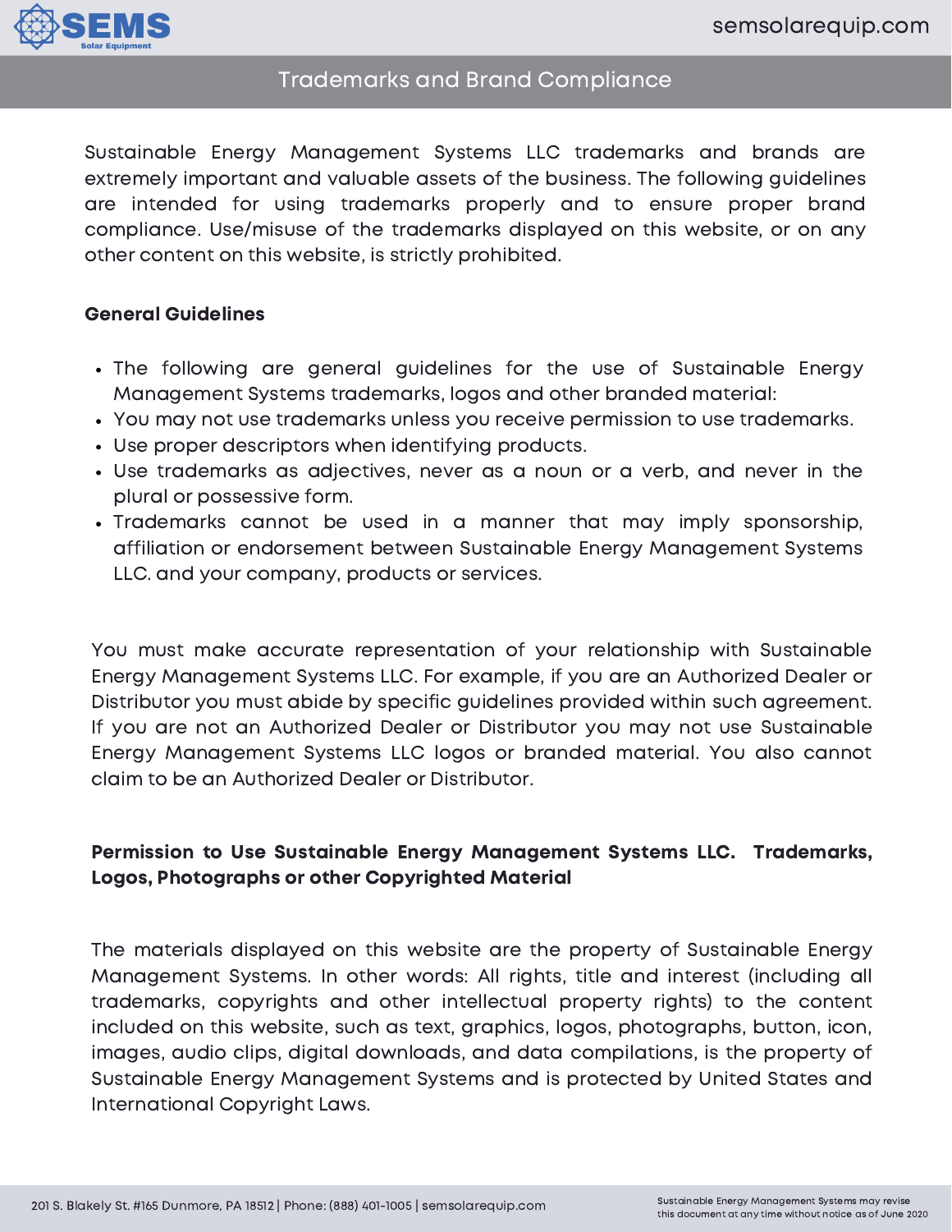# Trademarks and Brand Compliance

Sustainable Energy Management Systems LLC trademarks and brands are extremely important and valuable assets of the business. The following guidelines are intended for using trademarks properly and to ensure proper brand compliance. Use/misuse of the trademarks displayed on this website, or on any other content on this website, is strictly prohibited.

**General Guidelines**

- The following are general guidelines for the use of Sustainable Energy Management Systems trademarks, logos and other branded material:
- You may not use trademarks unless you receive permission to use trademarks.
- Use proper descriptors when identifying products.
- Use trademarks as adjectives, never as a noun or a verb, and never in the plural or possessive form.
- Trademarks cannot be used in a manner that may imply sponsorship, affiliation or endorsement between Sustainable Energy Management Systems LLC. and your company, products or services.

You must make accurate representation of your relationship with Sustainable Energy Management Systems LLC. For example, if you are an Authorized Dealer or Distributor you must abide by specific guidelines provided within such agreement. If you are not an Authorized Dealer or Distributor you may not use Sustainable Energy Management Systems LLC logos or branded material. You also cannot claim to be an Authorized Dealer or Distributor.

**Permission to Use Sustainable Energy Management Systems LLC. Trademarks, Logos, Photographs or other Copyrighted Material**

The materials displayed on this website are the property of Sustainable Energy Management Systems. In other words: All rights, title and interest (including all trademarks, copyrights and other intellectual property rights) to the content included on this website, such as text, graphics, logos, photographs, button, icon, images, audio clips, digital downloads, and data compilations, is the property of Sustainable Energy Management Systems and is protected by United States and International Copyright Laws.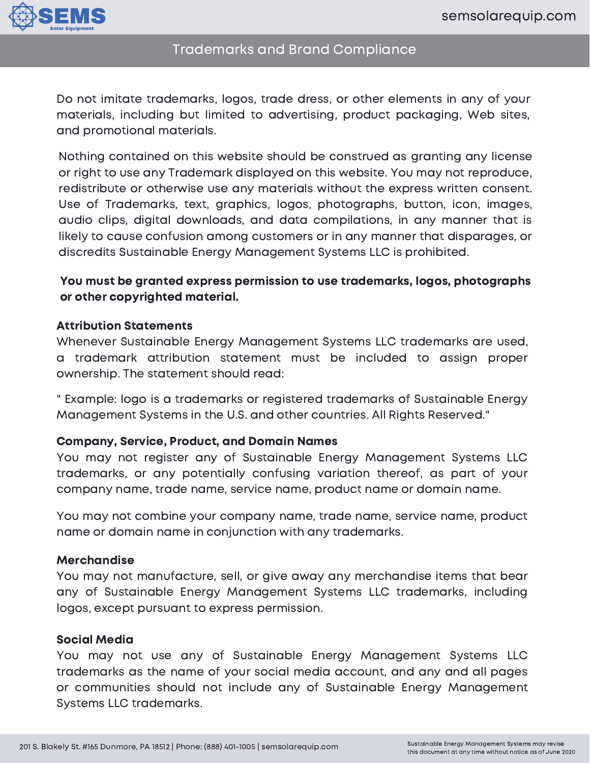## Trademarks and Brand Compliance

Do not imitate trademarks, logos, trade dress, or other elements in any of your materials, including but limited to advertising, product packaging, Web sites, and promotional materials.

Nothing contained on this website should be construed as granting any license or right to use any Trademark displayed on this website. You may not reproduce, redistribute or otherwise use any materials without the express written consent. Use of Trademarks, text, graphics, logos, photographs, button, icon, images, audio clips, digital downloads, and data compilations, in any manner that is likely to cause confusion among customers or in any manner that disparages, or discredits Sustainable Energy Management Systems LLC is prohibited.

**You must be granted express permission to use trademarks, logos, photographs or other copyrighted material.**

### Attribution Statements

Whenever Sustainable Energy Management Systems LLC trademarks are used, a trademark attribution statement must be included to assign proper ownership. The statement should read:

" Example: logo is a trademarks or registered trademarks of Sustainable Energy Management Systems in the U.S. and other countries. All Rights Reserved."

### Company, Service, Product, and Domain Names

You may not register any of Sustainable Energy Management Systems LLC trademarks, or any potentially confusing variation thereof, as part of your company name, trade name, service name, product name or domain name.

You may not combine your company name, trade name, service name, product name or domain name in conjunction with any trademarks.

### Merchandise

You may not manufacture, sell, or give away any merchandise items that bear any of Sustainable Energy Management Systems LLC trademarks, including logos, except pursuant to express permission.

### Social Media

You may not use any of Sustainable Energy Management Systems LLC trademarks as the name of your social media account, and any and all pages or communities should not include any of Sustainable Energy Management Systems LLC trademarks.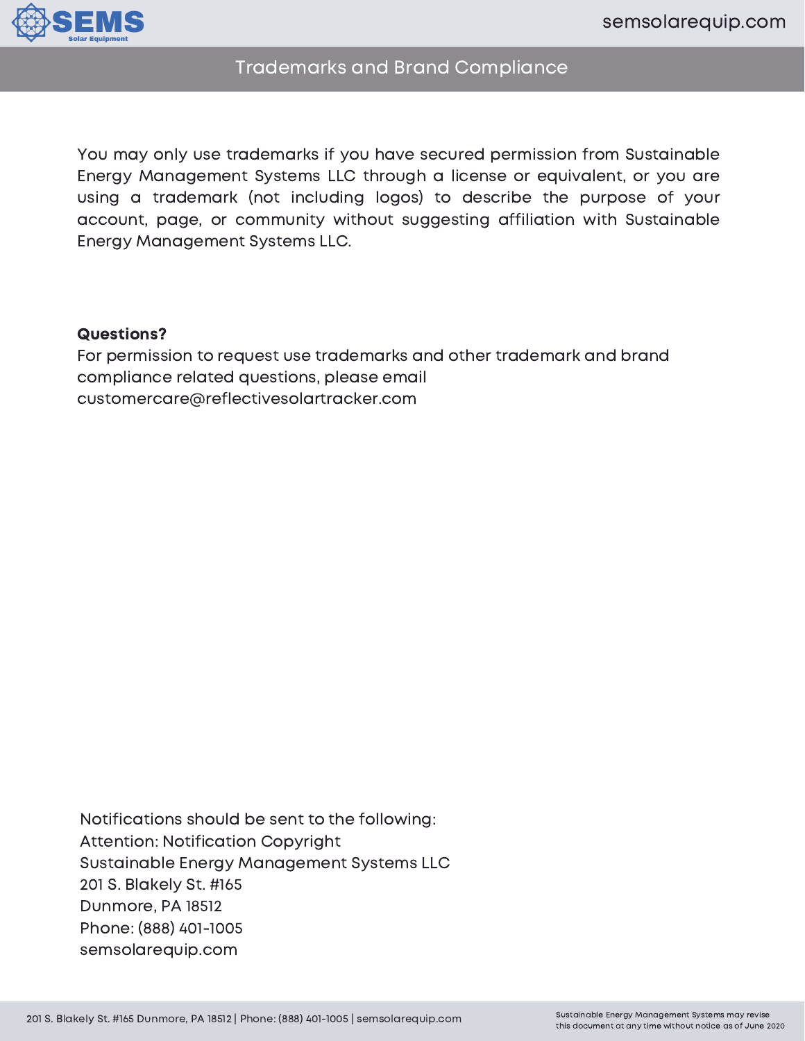## Trademarks and Brand Compliance

You may only use trademarks if you have secured permission from Sustainable Energy Management Systems LLC through a license or equivalent, or you are using a trademark (not including logos) to describe the purpose of your account, page, or community without suggesting affiliation with Sustainable Energy Management Systems LLC.

**Questions?**
For permission to request use trademarks and other trademark and brand compliance related questions, please email customercare@reflectivesolartracker.com

Notifications should be sent to the following:
Attention: Notification Copyright
Sustainable Energy Management Systems LLC
201 S. Blakely St. #165
Dunmore, PA 18512
Phone: (888) 401-1005
semsolarequip.com

Sustainable Energy Management Systems may revise this document at any time without notice as of June 2020